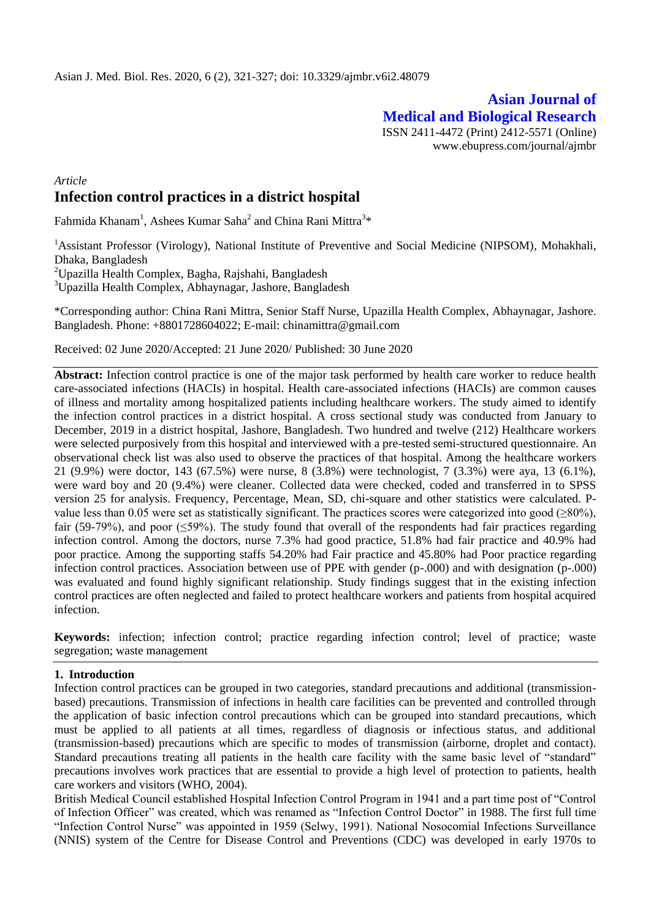# Asian Journal of Medical and Biological Research

ISSN 2411-4472 (Print) 2412-5571 (Online)
www.ebupress.com/journal/ajmbr

*Article*

## Infection control practices in a district hospital

Fahmida Khanam[1], Ashees Kumar Saha[2] and China Rani Mittra[3]*

[1]Assistant Professor (Virology), National Institute of Preventive and Social Medicine (NIPSOM), Mohakhali, Dhaka, Bangladesh

[2]Upazilla Health Complex, Bagha, Rajshahi, Bangladesh

[3]Upazilla Health Complex, Abhaynagar, Jashore, Bangladesh

*Corresponding author: China Rani Mittra, Senior Staff Nurse, Upazilla Health Complex, Abhaynagar, Jashore. Bangladesh. Phone: +8801728604022; E-mail: chinamittra@gmail.com

Received: 02 June 2020/Accepted: 21 June 2020/ Published: 30 June 2020

**Abstract:** Infection control practice is one of the major task performed by health care worker to reduce health care-associated infections (HACIs) in hospital. Health care-associated infections (HACIs) are common causes of illness and mortality among hospitalized patients including healthcare workers. The study aimed to identify the infection control practices in a district hospital. A cross sectional study was conducted from January to December, 2019 in a district hospital, Jashore, Bangladesh. Two hundred and twelve (212) Healthcare workers were selected purposively from this hospital and interviewed with a pre-tested semi-structured questionnaire. An observational check list was also used to observe the practices of that hospital. Among the healthcare workers 21 (9.9%) were doctor, 143 (67.5%) were nurse, 8 (3.8%) were technologist, 7 (3.3%) were aya, 13 (6.1%), were ward boy and 20 (9.4%) were cleaner. Collected data were checked, coded and transferred in to SPSS version 25 for analysis. Frequency, Percentage, Mean, SD, chi-square and other statistics were calculated. P-value less than 0.05 were set as statistically significant. The practices scores were categorized into good (≥80%), fair (59-79%), and poor (≤59%). The study found that overall of the respondents had fair practices regarding infection control. Among the doctors, nurse 7.3% had good practice, 51.8% had fair practice and 40.9% had poor practice. Among the supporting staffs 54.20% had Fair practice and 45.80% had Poor practice regarding infection control practices. Association between use of PPE with gender (p-.000) and with designation (p-.000) was evaluated and found highly significant relationship. Study findings suggest that in the existing infection control practices are often neglected and failed to protect healthcare workers and patients from hospital acquired infection.

**Keywords:** infection; infection control; practice regarding infection control; level of practice; waste segregation; waste management

### 1. Introduction

Infection control practices can be grouped in two categories, standard precautions and additional (transmission-based) precautions. Transmission of infections in health care facilities can be prevented and controlled through the application of basic infection control precautions which can be grouped into standard precautions, which must be applied to all patients at all times, regardless of diagnosis or infectious status, and additional (transmission-based) precautions which are specific to modes of transmission (airborne, droplet and contact). Standard precautions treating all patients in the health care facility with the same basic level of "standard" precautions involves work practices that are essential to provide a high level of protection to patients, health care workers and visitors (WHO, 2004).

British Medical Council established Hospital Infection Control Program in 1941 and a part time post of "Control of Infection Officer" was created, which was renamed as "Infection Control Doctor" in 1988. The first full time "Infection Control Nurse" was appointed in 1959 (Selwy, 1991). National Nosocomial Infections Surveillance (NNIS) system of the Centre for Disease Control and Preventions (CDC) was developed in early 1970s to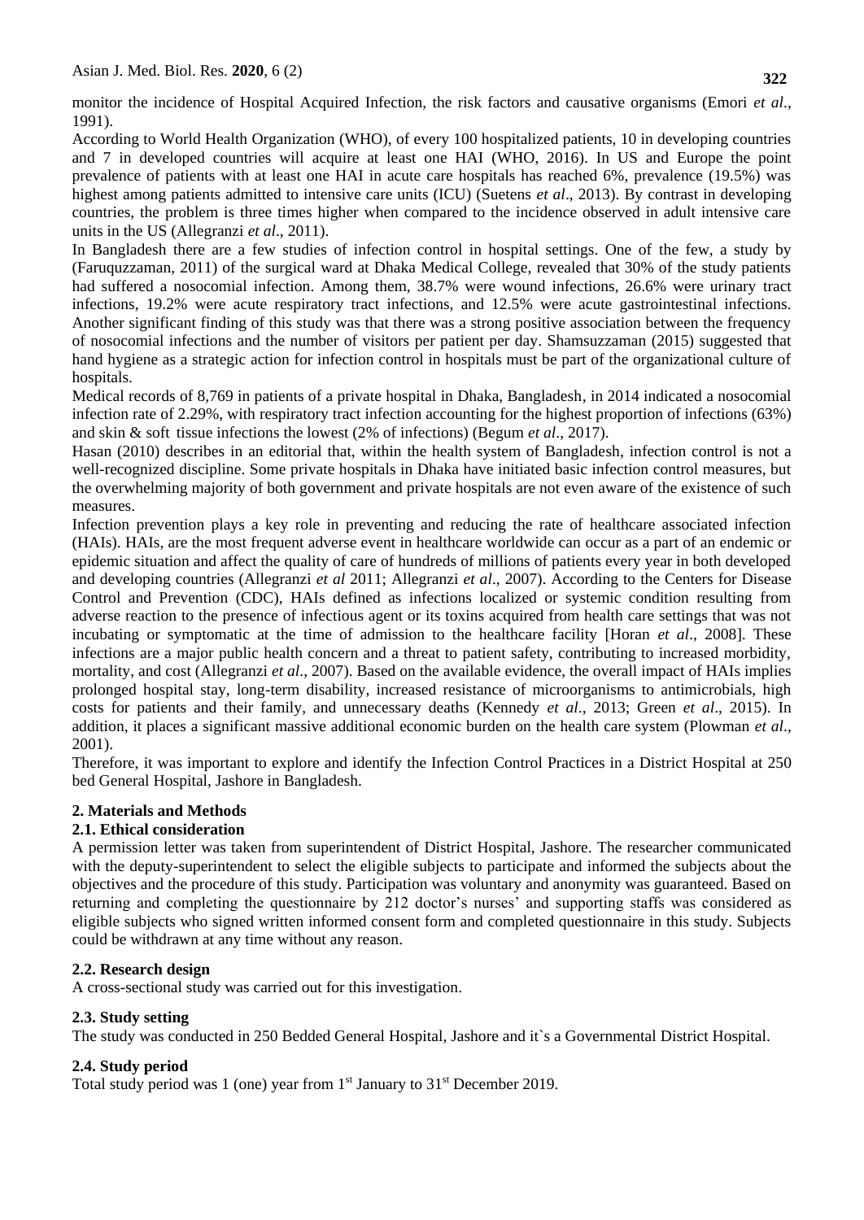monitor the incidence of Hospital Acquired Infection, the risk factors and causative organisms (Emori *et al*., 1991).

According to World Health Organization (WHO), of every 100 hospitalized patients, 10 in developing countries and 7 in developed countries will acquire at least one HAI (WHO, 2016). In US and Europe the point prevalence of patients with at least one HAI in acute care hospitals has reached 6%, prevalence (19.5%) was highest among patients admitted to intensive care units (ICU) (Suetens *et al*., 2013). By contrast in developing countries, the problem is three times higher when compared to the incidence observed in adult intensive care units in the US (Allegranzi *et al*., 2011).

In Bangladesh there are a few studies of infection control in hospital settings. One of the few, a study by (Faruquzzaman, 2011) of the surgical ward at Dhaka Medical College, revealed that 30% of the study patients had suffered a nosocomial infection. Among them, 38.7% were wound infections, 26.6% were urinary tract infections, 19.2% were acute respiratory tract infections, and 12.5% were acute gastrointestinal infections. Another significant finding of this study was that there was a strong positive association between the frequency of nosocomial infections and the number of visitors per patient per day. Shamsuzzaman (2015) suggested that hand hygiene as a strategic action for infection control in hospitals must be part of the organizational culture of hospitals.

Medical records of 8,769 in patients of a private hospital in Dhaka, Bangladesh, in 2014 indicated a nosocomial infection rate of 2.29%, with respiratory tract infection accounting for the highest proportion of infections (63%) and skin & soft tissue infections the lowest (2% of infections) (Begum *et al*., 2017).

Hasan (2010) describes in an editorial that, within the health system of Bangladesh, infection control is not a well-recognized discipline. Some private hospitals in Dhaka have initiated basic infection control measures, but the overwhelming majority of both government and private hospitals are not even aware of the existence of such measures.

Infection prevention plays a key role in preventing and reducing the rate of healthcare associated infection (HAIs). HAIs, are the most frequent adverse event in healthcare worldwide can occur as a part of an endemic or epidemic situation and affect the quality of care of hundreds of millions of patients every year in both developed and developing countries (Allegranzi *et al* 2011; Allegranzi *et al*., 2007). According to the Centers for Disease Control and Prevention (CDC), HAIs defined as infections localized or systemic condition resulting from adverse reaction to the presence of infectious agent or its toxins acquired from health care settings that was not incubating or symptomatic at the time of admission to the healthcare facility [Horan *et al*., 2008]. These infections are a major public health concern and a threat to patient safety, contributing to increased morbidity, mortality, and cost (Allegranzi *et al*., 2007). Based on the available evidence, the overall impact of HAIs implies prolonged hospital stay, long-term disability, increased resistance of microorganisms to antimicrobials, high costs for patients and their family, and unnecessary deaths (Kennedy *et al*., 2013; Green *et al*., 2015). In addition, it places a significant massive additional economic burden on the health care system (Plowman *et al*., 2001).

Therefore, it was important to explore and identify the Infection Control Practices in a District Hospital at 250 bed General Hospital, Jashore in Bangladesh.

## 2. Materials and Methods

### 2.1. Ethical consideration

A permission letter was taken from superintendent of District Hospital, Jashore. The researcher communicated with the deputy-superintendent to select the eligible subjects to participate and informed the subjects about the objectives and the procedure of this study. Participation was voluntary and anonymity was guaranteed. Based on returning and completing the questionnaire by 212 doctor's nurses' and supporting staffs was considered as eligible subjects who signed written informed consent form and completed questionnaire in this study. Subjects could be withdrawn at any time without any reason.

### 2.2. Research design

A cross-sectional study was carried out for this investigation.

### 2.3. Study setting

The study was conducted in 250 Bedded General Hospital, Jashore and it`s a Governmental District Hospital.

### 2.4. Study period

Total study period was 1 (one) year from 1st January to 31st December 2019.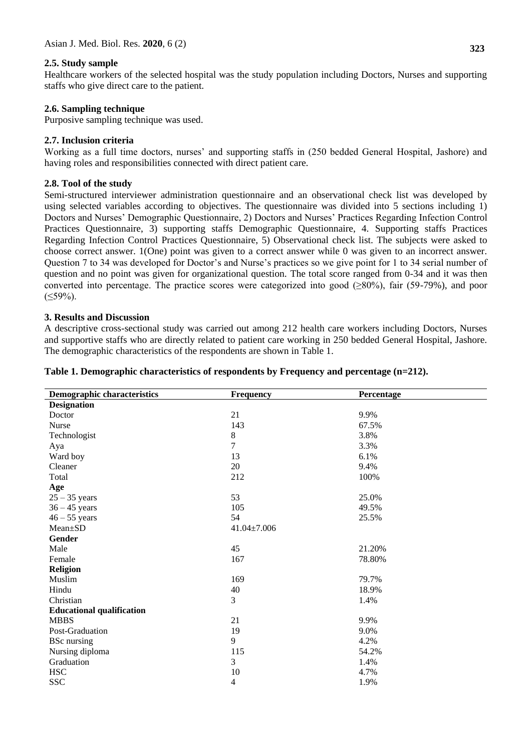### 2.5. Study sample

Healthcare workers of the selected hospital was the study population including Doctors, Nurses and supporting staffs who give direct care to the patient.

### 2.6. Sampling technique

Purposive sampling technique was used.

### 2.7. Inclusion criteria

Working as a full time doctors, nurses' and supporting staffs in (250 bedded General Hospital, Jashore) and having roles and responsibilities connected with direct patient care.

### 2.8. Tool of the study

Semi-structured interviewer administration questionnaire and an observational check list was developed by using selected variables according to objectives. The questionnaire was divided into 5 sections including 1) Doctors and Nurses' Demographic Questionnaire, 2) Doctors and Nurses' Practices Regarding Infection Control Practices Questionnaire, 3) supporting staffs Demographic Questionnaire, 4. Supporting staffs Practices Regarding Infection Control Practices Questionnaire, 5) Observational check list. The subjects were asked to choose correct answer. 1(One) point was given to a correct answer while 0 was given to an incorrect answer. Question 7 to 34 was developed for Doctor's and Nurse's practices so we give point for 1 to 34 serial number of question and no point was given for organizational question. The total score ranged from 0-34 and it was then converted into percentage. The practice scores were categorized into good (≥80%), fair (59-79%), and poor (≤59%).

## 3. Results and Discussion

A descriptive cross-sectional study was carried out among 212 health care workers including Doctors, Nurses and supportive staffs who are directly related to patient care working in 250 bedded General Hospital, Jashore. The demographic characteristics of the respondents are shown in Table 1.

**Table 1. Demographic characteristics of respondents by Frequency and percentage (n=212).**

| Demographic characteristics | Frequency | Percentage |
|---|---|---|
| **Designation** | | |
| Doctor | 21 | 9.9% |
| Nurse | 143 | 67.5% |
| Technologist | 8 | 3.8% |
| Aya | 7 | 3.3% |
| Ward boy | 13 | 6.1% |
| Cleaner | 20 | 9.4% |
| Total | 212 | 100% |
| **Age** | | |
| 25 – 35 years | 53 | 25.0% |
| 36 – 45 years | 105 | 49.5% |
| 46 – 55 years | 54 | 25.5% |
| Mean±SD | 41.04±7.006 | |
| **Gender** | | |
| Male | 45 | 21.20% |
| Female | 167 | 78.80% |
| **Religion** | | |
| Muslim | 169 | 79.7% |
| Hindu | 40 | 18.9% |
| Christian | 3 | 1.4% |
| **Educational qualification** | | |
| MBBS | 21 | 9.9% |
| Post-Graduation | 19 | 9.0% |
| BSc nursing | 9 | 4.2% |
| Nursing diploma | 115 | 54.2% |
| Graduation | 3 | 1.4% |
| HSC | 10 | 4.7% |
| SSC | 4 | 1.9% |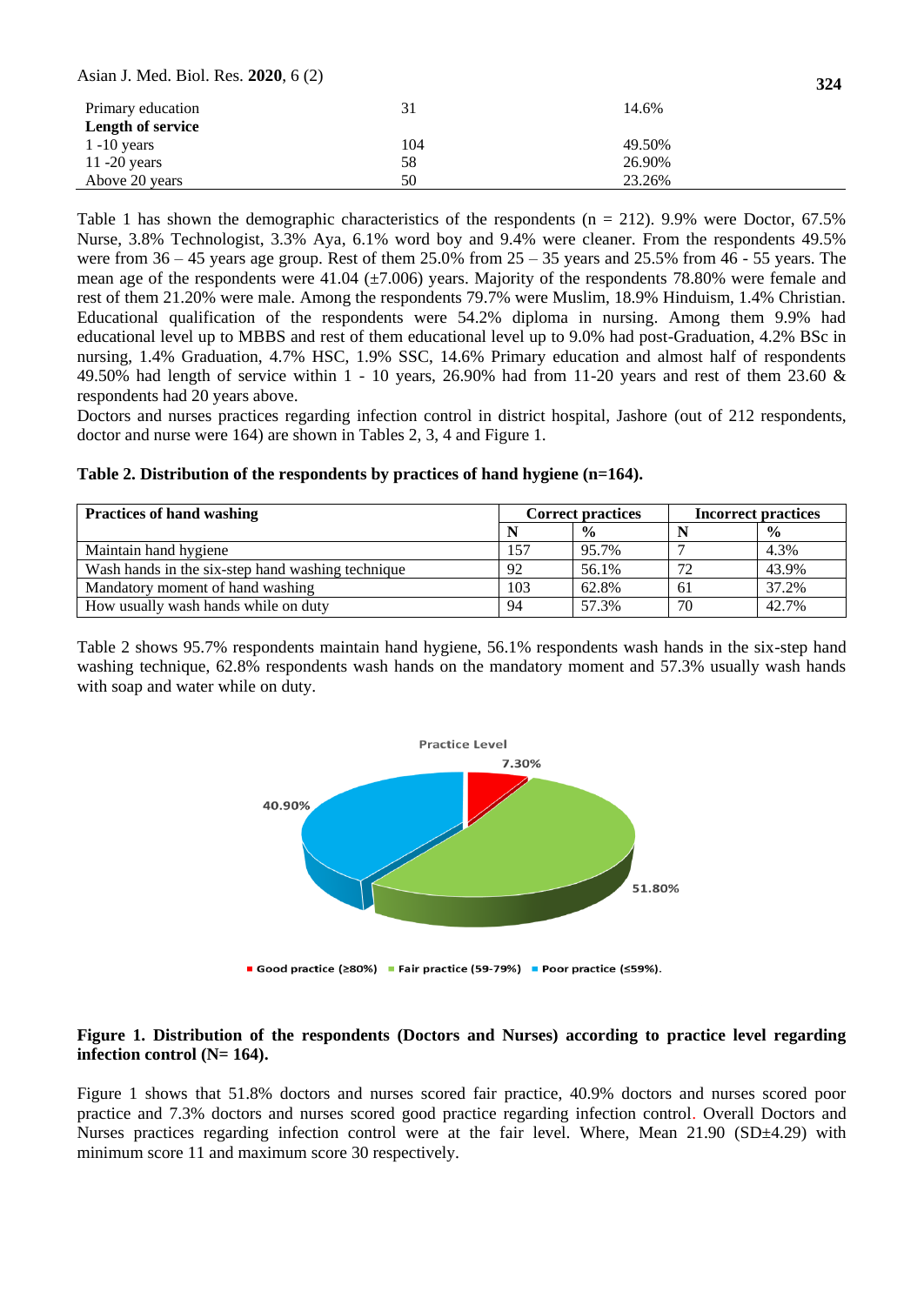| | | |
|---|---|---|
| Primary education | 31 | 14.6% |
| **Length of service** | | |
| 1 -10 years | 104 | 49.50% |
| 11 -20 years | 58 | 26.90% |
| Above 20 years | 50 | 23.26% |

Table 1 has shown the demographic characteristics of the respondents (n = 212). 9.9% were Doctor, 67.5% Nurse, 3.8% Technologist, 3.3% Aya, 6.1% word boy and 9.4% were cleaner. From the respondents 49.5% were from 36 – 45 years age group. Rest of them 25.0% from 25 – 35 years and 25.5% from 46 - 55 years. The mean age of the respondents were 41.04 (±7.006) years. Majority of the respondents 78.80% were female and rest of them 21.20% were male. Among the respondents 79.7% were Muslim, 18.9% Hinduism, 1.4% Christian. Educational qualification of the respondents were 54.2% diploma in nursing. Among them 9.9% had educational level up to MBBS and rest of them educational level up to 9.0% had post-Graduation, 4.2% BSc in nursing, 1.4% Graduation, 4.7% HSC, 1.9% SSC, 14.6% Primary education and almost half of respondents 49.50% had length of service within 1 - 10 years, 26.90% had from 11-20 years and rest of them 23.60 & respondents had 20 years above.

Doctors and nurses practices regarding infection control in district hospital, Jashore (out of 212 respondents, doctor and nurse were 164) are shown in Tables 2, 3, 4 and Figure 1.

**Table 2. Distribution of the respondents by practices of hand hygiene (n=164).**

| Practices of hand washing | Correct practices | | Incorrect practices | |
|---|---|---|---|---|
| | N | % | N | % |
| Maintain hand hygiene | 157 | 95.7% | 7 | 4.3% |
| Wash hands in the six-step hand washing technique | 92 | 56.1% | 72 | 43.9% |
| Mandatory moment of hand washing | 103 | 62.8% | 61 | 37.2% |
| How usually wash hands while on duty | 94 | 57.3% | 70 | 42.7% |

Table 2 shows 95.7% respondents maintain hand hygiene, 56.1% respondents wash hands in the six-step hand washing technique, 62.8% respondents wash hands on the mandatory moment and 57.3% usually wash hands with soap and water while on duty.

**Figure 1. Distribution of the respondents (Doctors and Nurses) according to practice level regarding infection control (N= 164).**

Figure 1 shows that 51.8% doctors and nurses scored fair practice, 40.9% doctors and nurses scored poor practice and 7.3% doctors and nurses scored good practice regarding infection control. Overall Doctors and Nurses practices regarding infection control were at the fair level. Where, Mean 21.90 (SD±4.29) with minimum score 11 and maximum score 30 respectively.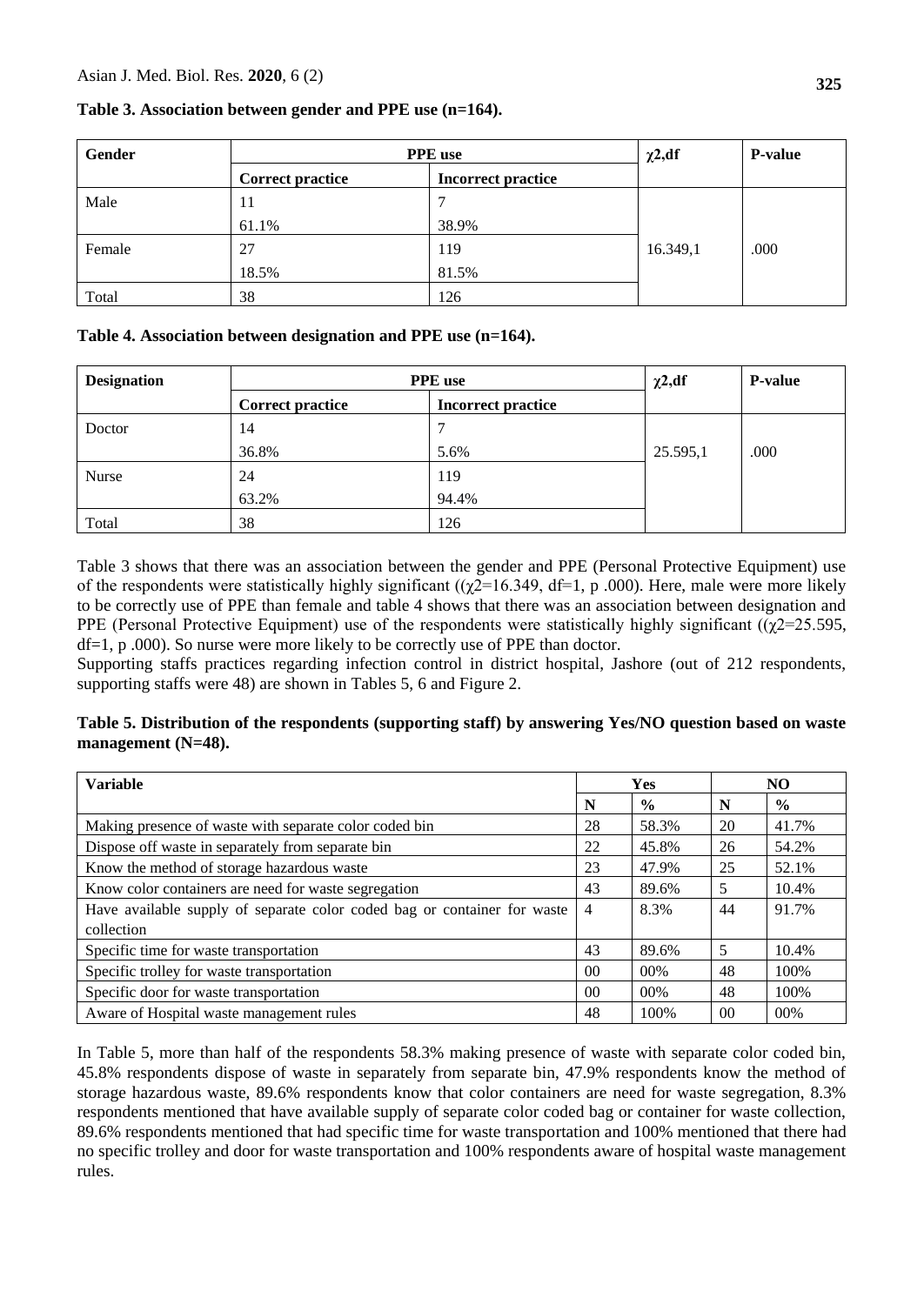**Table 3. Association between gender and PPE use (n=164).**

| Gender | PPE use | | $\chi 2$,df | P-value |
|---|---|---|---|---|
| | Correct practice | Incorrect practice | | |
| Male | 11<br>61.1% | 7<br>38.9% | 16.349,1 | .000 |
| Female | 27<br>18.5% | 119<br>81.5% | | |
| Total | 38 | 126 | | |

**Table 4. Association between designation and PPE use (n=164).**

| Designation | PPE use | | $\chi 2$,df | P-value |
|---|---|---|---|---|
| | Correct practice | Incorrect practice | | |
| Doctor | 14<br>36.8% | 7<br>5.6% | 25.595,1 | .000 |
| Nurse | 24<br>63.2% | 119<br>94.4% | | |
| Total | 38 | 126 | | |

Table 3 shows that there was an association between the gender and PPE (Personal Protective Equipment) use of the respondents were statistically highly significant (($\chi 2$=16.349, df=1, p .000). Here, male were more likely to be correctly use of PPE than female and table 4 shows that there was an association between designation and PPE (Personal Protective Equipment) use of the respondents were statistically highly significant (($\chi 2$=25.595, df=1, p .000). So nurse were more likely to be correctly use of PPE than doctor.

Supporting staffs practices regarding infection control in district hospital, Jashore (out of 212 respondents, supporting staffs were 48) are shown in Tables 5, 6 and Figure 2.

**Table 5. Distribution of the respondents (supporting staff) by answering Yes/NO question based on waste management (N=48).**

| Variable | Yes | | NO | |
|---|---|---|---|---|
| | N | % | N | % |
| Making presence of waste with separate color coded bin | 28 | 58.3% | 20 | 41.7% |
| Dispose off waste in separately from separate bin | 22 | 45.8% | 26 | 54.2% |
| Know the method of storage hazardous waste | 23 | 47.9% | 25 | 52.1% |
| Know color containers are need for waste segregation | 43 | 89.6% | 5 | 10.4% |
| Have available supply of separate color coded bag or container for waste collection | 4 | 8.3% | 44 | 91.7% |
| Specific time for waste transportation | 43 | 89.6% | 5 | 10.4% |
| Specific trolley for waste transportation | 00 | 00% | 48 | 100% |
| Specific door for waste transportation | 00 | 00% | 48 | 100% |
| Aware of Hospital waste management rules | 48 | 100% | 00 | 00% |

In Table 5, more than half of the respondents 58.3% making presence of waste with separate color coded bin, 45.8% respondents dispose of waste in separately from separate bin, 47.9% respondents know the method of storage hazardous waste, 89.6% respondents know that color containers are need for waste segregation, 8.3% respondents mentioned that have available supply of separate color coded bag or container for waste collection, 89.6% respondents mentioned that had specific time for waste transportation and 100% mentioned that there had no specific trolley and door for waste transportation and 100% respondents aware of hospital waste management rules.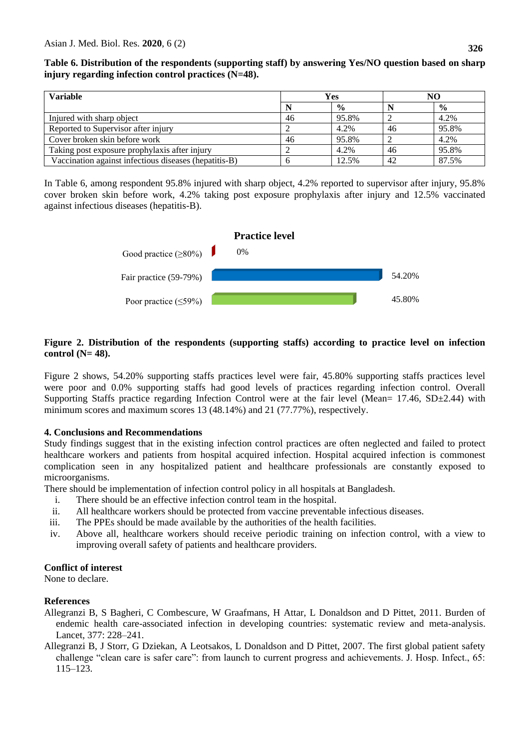**Table 6. Distribution of the respondents (supporting staff) by answering Yes/NO question based on sharp injury regarding infection control practices (N=48).**

| Variable | Yes | | NO | |
|---|---|---|---|---|
| | N | % | N | % |
| Injured with sharp object | 46 | 95.8% | 2 | 4.2% |
| Reported to Supervisor after injury | 2 | 4.2% | 46 | 95.8% |
| Cover broken skin before work | 46 | 95.8% | 2 | 4.2% |
| Taking post exposure prophylaxis after injury | 2 | 4.2% | 46 | 95.8% |
| Vaccination against infectious diseases (hepatitis-B) | 6 | 12.5% | 42 | 87.5% |

In Table 6, among respondent 95.8% injured with sharp object, 4.2% reported to supervisor after injury, 95.8% cover broken skin before work, 4.2% taking post exposure prophylaxis after injury and 12.5% vaccinated against infectious diseases (hepatitis-B).

**Practice level**

| Practice level | % |
|---|---|
| Good practice (≥80%) | 0% |
| Fair practice (59-79%) | 54.20% |
| Poor practice (≤59%) | 45.80% |

**Figure 2. Distribution of the respondents (supporting staffs) according to practice level on infection control (N= 48).**

Figure 2 shows, 54.20% supporting staffs practices level were fair, 45.80% supporting staffs practices level were poor and 0.0% supporting staffs had good levels of practices regarding infection control. Overall Supporting Staffs practice regarding Infection Control were at the fair level (Mean= 17.46, SD±2.44) with minimum scores and maximum scores 13 (48.14%) and 21 (77.77%), respectively.

## 4. Conclusions and Recommendations

Study findings suggest that in the existing infection control practices are often neglected and failed to protect healthcare workers and patients from hospital acquired infection. Hospital acquired infection is commonest complication seen in any hospitalized patient and healthcare professionals are constantly exposed to microorganisms.

There should be implementation of infection control policy in all hospitals at Bangladesh.

i. There should be an effective infection control team in the hospital.
ii. All healthcare workers should be protected from vaccine preventable infectious diseases.
iii. The PPEs should be made available by the authorities of the health facilities.
iv. Above all, healthcare workers should receive periodic training on infection control, with a view to improving overall safety of patients and healthcare providers.

## Conflict of interest

None to declare.

## References

Allegranzi B, S Bagheri, C Combescure, W Graafmans, H Attar, L Donaldson and D Pittet, 2011. Burden of endemic health care-associated infection in developing countries: systematic review and meta-analysis. Lancet, 377: 228–241.

Allegranzi B, J Storr, G Dziekan, A Leotsakos, L Donaldson and D Pittet, 2007. The first global patient safety challenge "clean care is safer care": from launch to current progress and achievements. J. Hosp. Infect., 65: 115–123.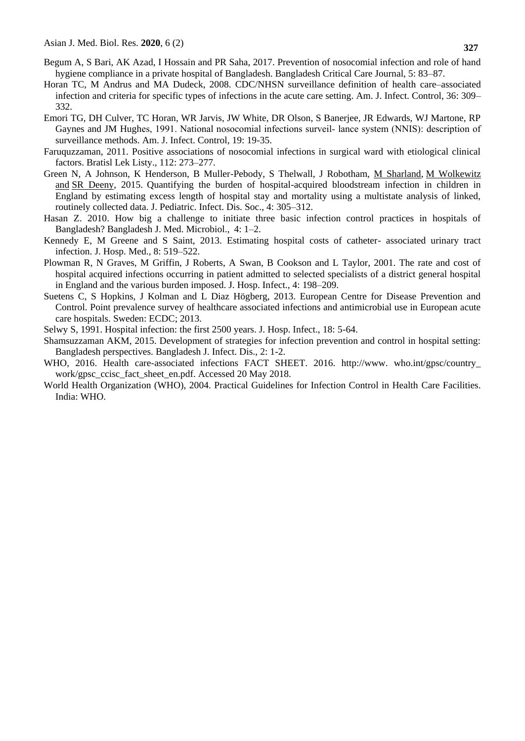Begum A, S Bari, AK Azad, I Hossain and PR Saha, 2017. Prevention of nosocomial infection and role of hand hygiene compliance in a private hospital of Bangladesh. Bangladesh Critical Care Journal, 5: 83–87.

Horan TC, M Andrus and MA Dudeck, 2008. CDC/NHSN surveillance definition of health care–associated infection and criteria for specific types of infections in the acute care setting. Am. J. Infect. Control, 36: 309–332.

Emori TG, DH Culver, TC Horan, WR Jarvis, JW White, DR Olson, S Banerjee, JR Edwards, WJ Martone, RP Gaynes and JM Hughes, 1991. National nosocomial infections surveil- lance system (NNIS): description of surveillance methods. Am. J. Infect. Control, 19: 19-35.

Faruquzzaman, 2011. Positive associations of nosocomial infections in surgical ward with etiological clinical factors. Bratisl Lek Listy., 112: 273–277.

Green N, A Johnson, K Henderson, B Muller-Pebody, S Thelwall, J Robotham, M Sharland, M Wolkewitz and SR Deeny, 2015. Quantifying the burden of hospital-acquired bloodstream infection in children in England by estimating excess length of hospital stay and mortality using a multistate analysis of linked, routinely collected data. J. Pediatric. Infect. Dis. Soc., 4: 305–312.

Hasan Z. 2010. How big a challenge to initiate three basic infection control practices in hospitals of Bangladesh? Bangladesh J. Med. Microbiol., 4: 1–2.

Kennedy E, M Greene and S Saint, 2013. Estimating hospital costs of catheter- associated urinary tract infection. J. Hosp. Med., 8: 519–522.

Plowman R, N Graves, M Griffin, J Roberts, A Swan, B Cookson and L Taylor, 2001. The rate and cost of hospital acquired infections occurring in patient admitted to selected specialists of a district general hospital in England and the various burden imposed. J. Hosp. Infect., 4: 198–209.

Suetens C, S Hopkins, J Kolman and L Diaz Högberg, 2013. European Centre for Disease Prevention and Control. Point prevalence survey of healthcare associated infections and antimicrobial use in European acute care hospitals. Sweden: ECDC; 2013.

Selwy S, 1991. Hospital infection: the first 2500 years. J. Hosp. Infect., 18: 5-64.

Shamsuzzaman AKM, 2015. Development of strategies for infection prevention and control in hospital setting: Bangladesh perspectives. Bangladesh J. Infect. Dis., 2: 1-2.

WHO, 2016. Health care-associated infections FACT SHEET. 2016. http://www. who.int/gpsc/country_work/gpsc_ccisc_fact_sheet_en.pdf. Accessed 20 May 2018.

World Health Organization (WHO), 2004. Practical Guidelines for Infection Control in Health Care Facilities. India: WHO.